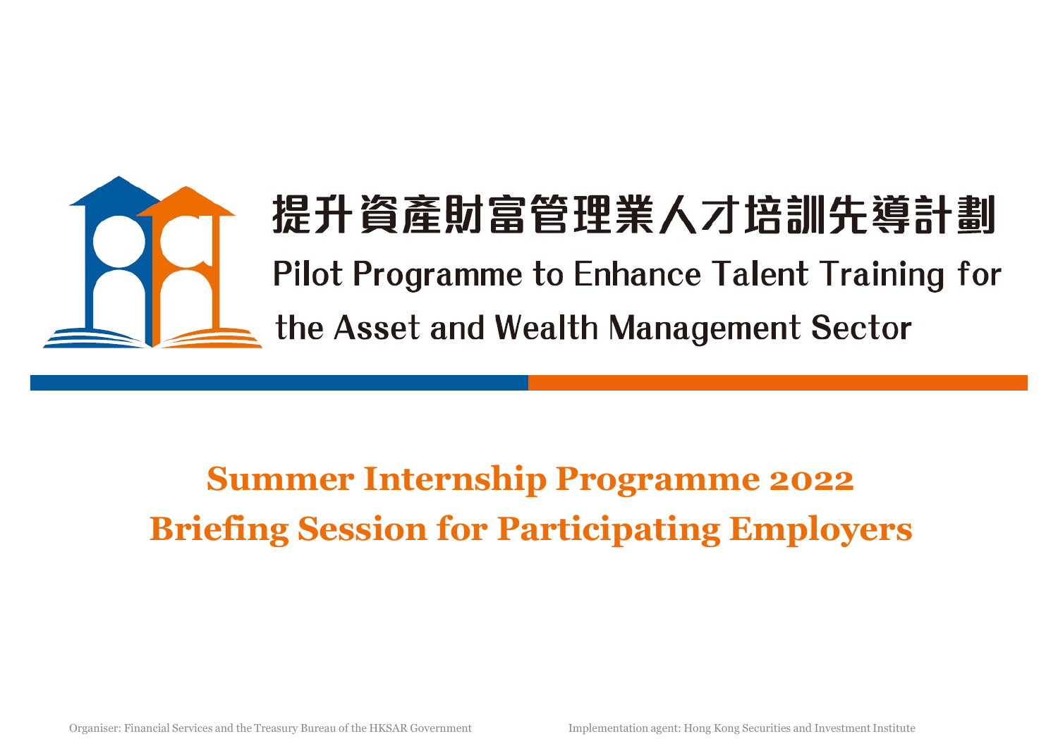# 提升資產財富管理業人才培訓先導計劃

# Pilot Programme to Enhance Talent Training for the Asset and Wealth Management Sector

## Summer Internship Programme 2022
## Briefing Session for Participating Employers

Organiser: Financial Services and the Treasury Bureau of the HKSAR Government

Implementation agent: Hong Kong Securities and Investment Institute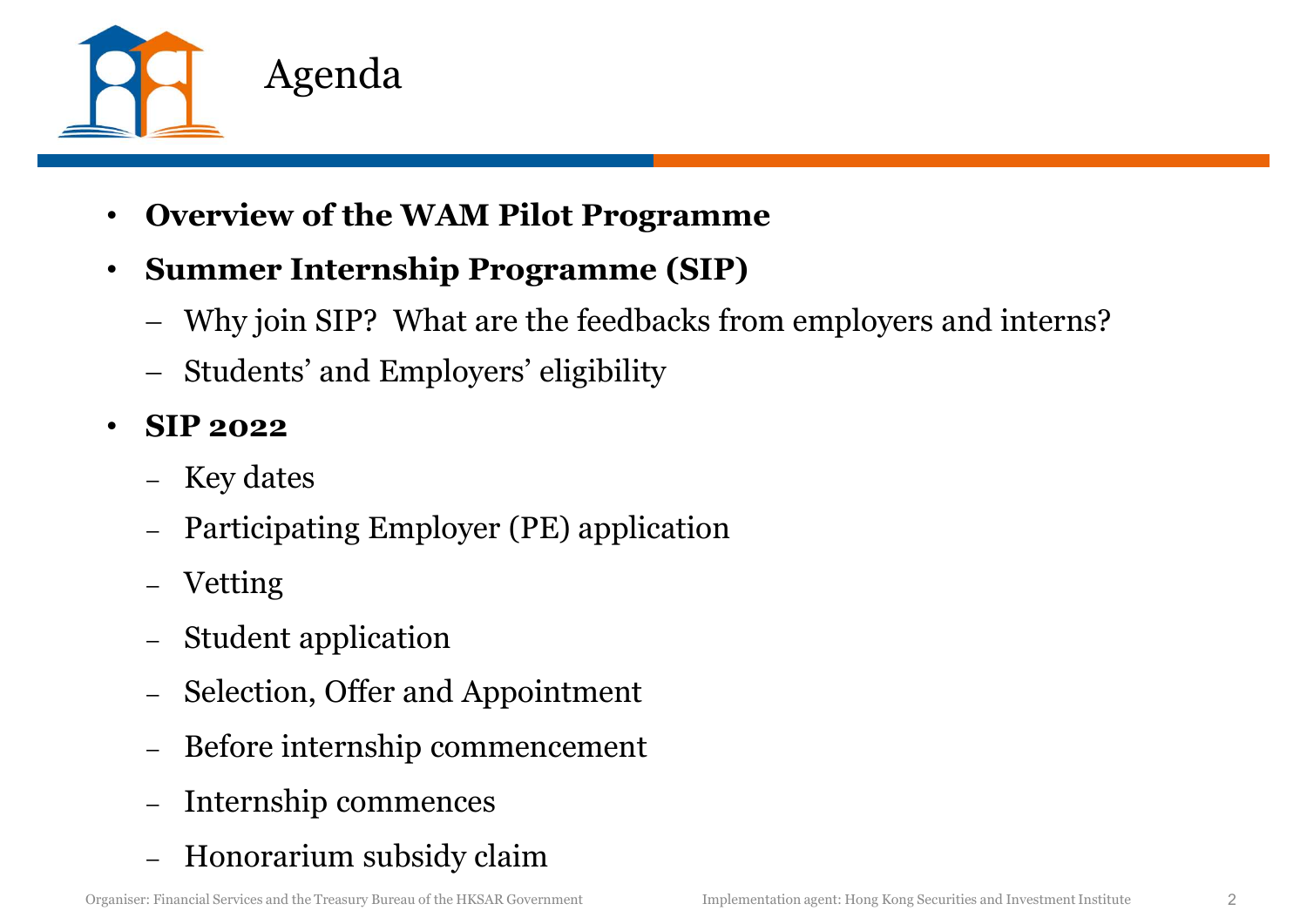# Agenda

- **Overview of the WAM Pilot Programme**
- **Summer Internship Programme (SIP)**
  - Why join SIP? What are the feedbacks from employers and interns?
  - Students' and Employers' eligibility
- **SIP 2022**
  - Key dates
  - Participating Employer (PE) application
  - Vetting
  - Student application
  - Selection, Offer and Appointment
  - Before internship commencement
  - Internship commences
  - Honorarium subsidy claim

Organiser: Financial Services and the Treasury Bureau of the HKSAR Government

Implementation agent: Hong Kong Securities and Investment Institute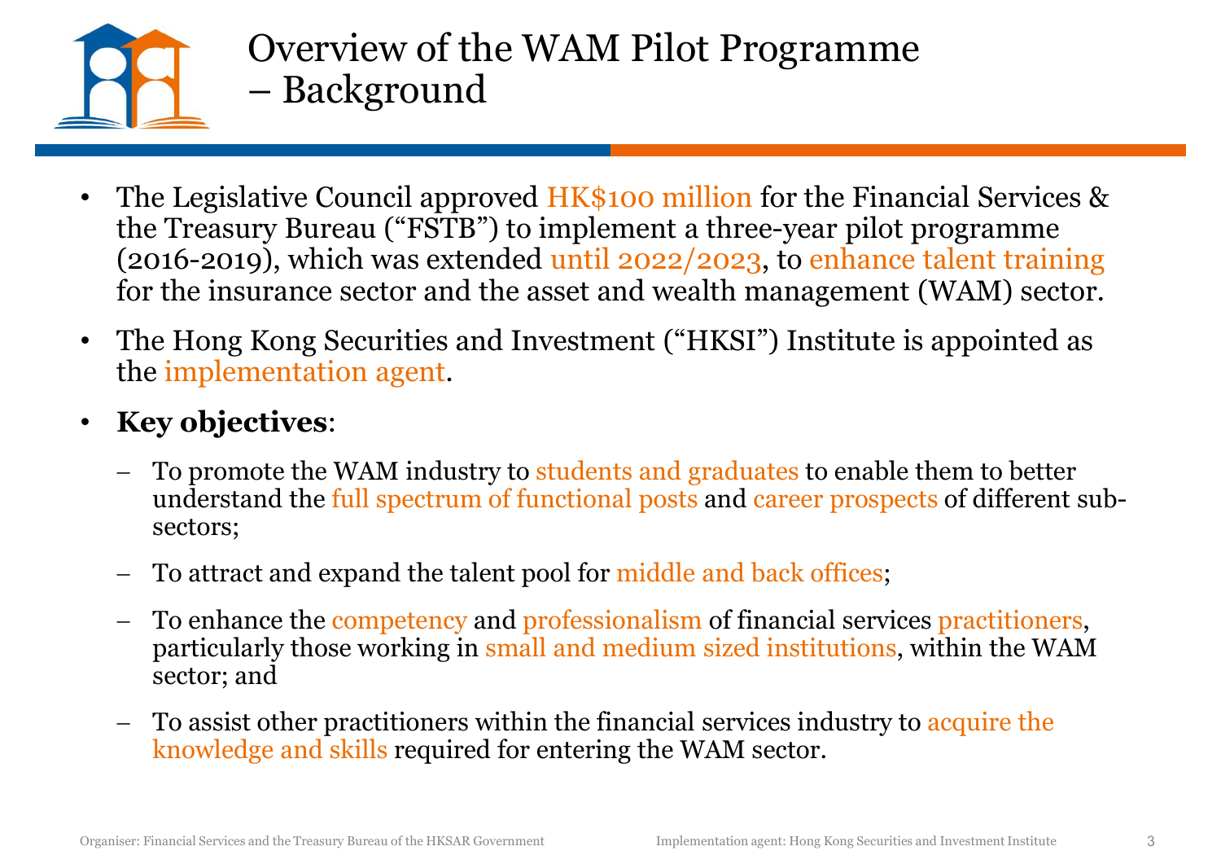# Overview of the WAM Pilot Programme – Background

- The Legislative Council approved HK$100 million for the Financial Services & the Treasury Bureau ("FSTB") to implement a three-year pilot programme (2016-2019), which was extended until 2022/2023, to enhance talent training for the insurance sector and the asset and wealth management (WAM) sector.
- The Hong Kong Securities and Investment ("HKSI") Institute is appointed as the implementation agent.
- **Key objectives**:
  - To promote the WAM industry to students and graduates to enable them to better understand the full spectrum of functional posts and career prospects of different sub-sectors;
  - To attract and expand the talent pool for middle and back offices;
  - To enhance the competency and professionalism of financial services practitioners, particularly those working in small and medium sized institutions, within the WAM sector; and
  - To assist other practitioners within the financial services industry to acquire the knowledge and skills required for entering the WAM sector.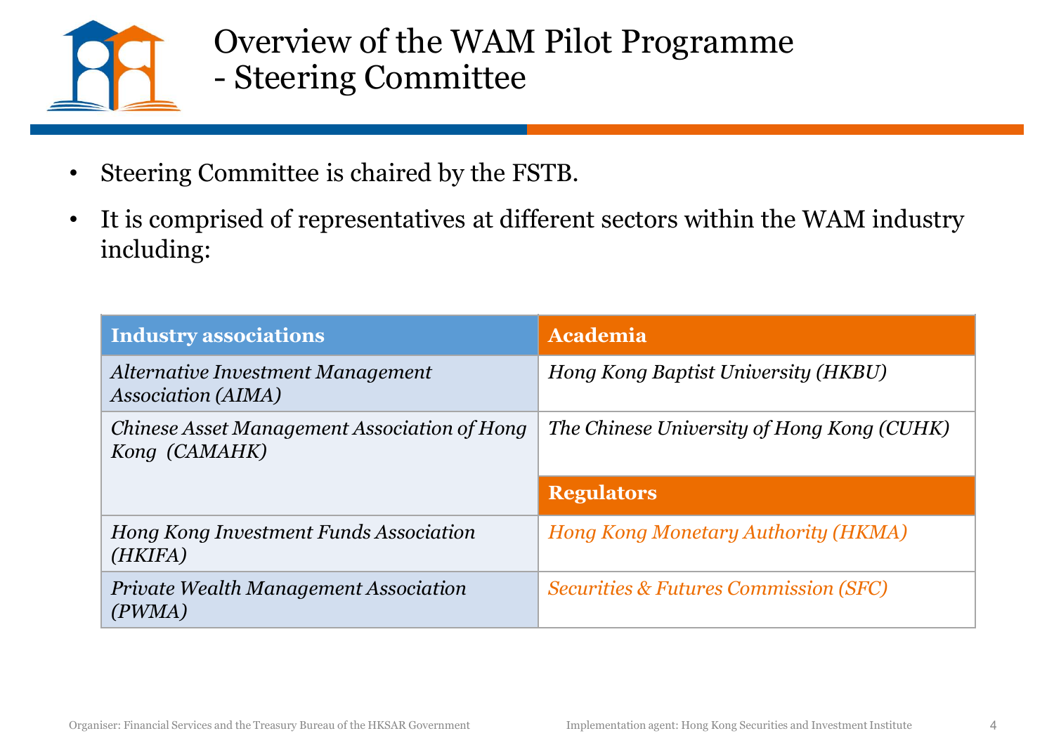# Overview of the WAM Pilot Programme - Steering Committee

- Steering Committee is chaired by the FSTB.
- It is comprised of representatives at different sectors within the WAM industry including:

| Industry associations | Academia |
|---|---|
| *Alternative Investment Management Association (AIMA)* | *Hong Kong Baptist University (HKBU)* |
| *Chinese Asset Management Association of Hong Kong (CAMAHK)* | *The Chinese University of Hong Kong (CUHK)* |
| | **Regulators** |
| *Hong Kong Investment Funds Association (HKIFA)* | *Hong Kong Monetary Authority (HKMA)* |
| *Private Wealth Management Association (PWMA)* | *Securities & Futures Commission (SFC)* |

Organiser: Financial Services and the Treasury Bureau of the HKSAR Government

Implementation agent: Hong Kong Securities and Investment Institute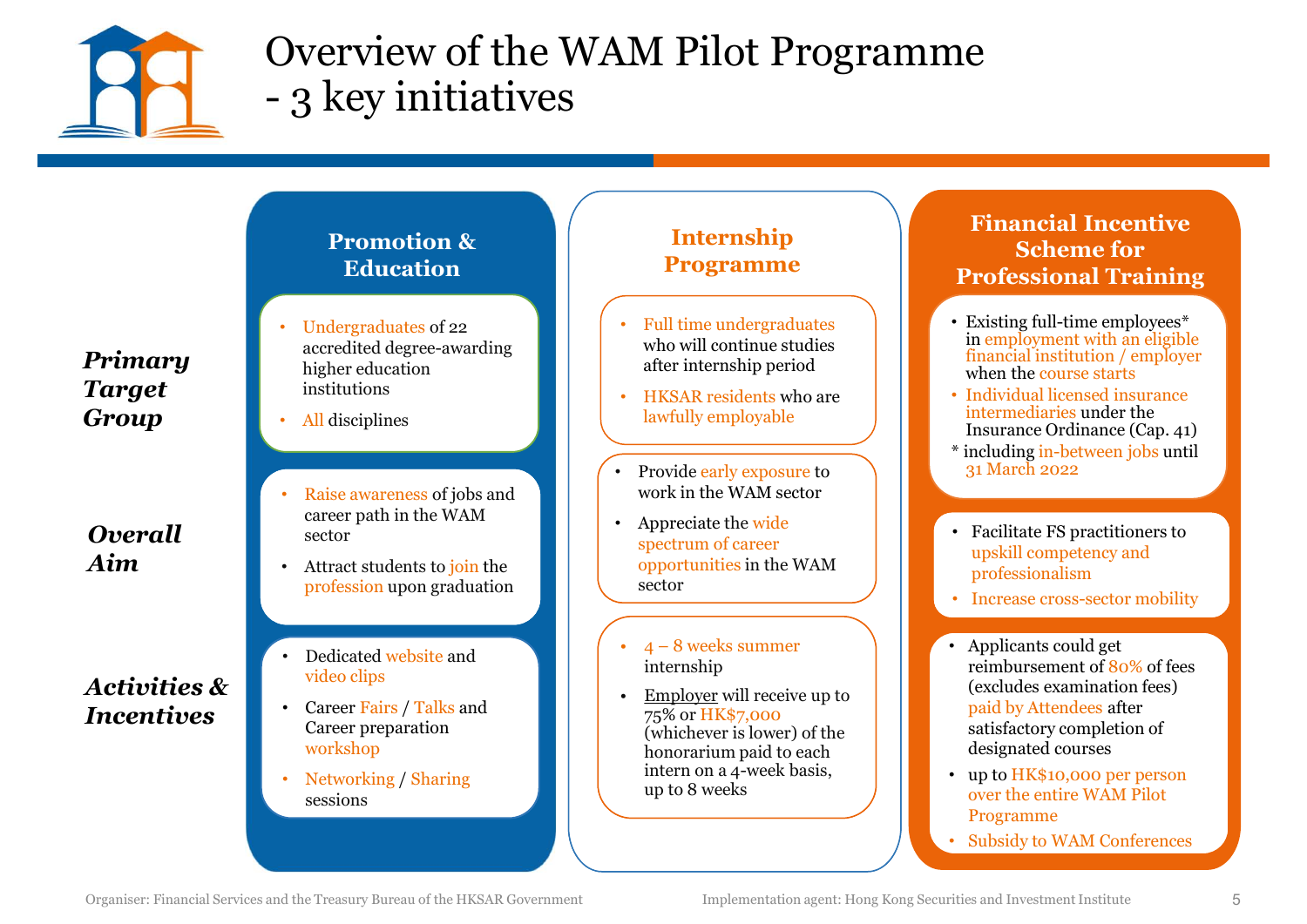# Overview of the WAM Pilot Programme - 3 key initiatives

| | Promotion & Education | Internship Programme | Financial Incentive Scheme for Professional Training |
|---|---|---|---|
| ***Primary Target Group*** | • Undergraduates of 22 accredited degree-awarding higher education institutions<br>• All disciplines | • Full time undergraduates who will continue studies after internship period<br>• HKSAR residents who are lawfully employable | • Existing full-time employees* in employment with an eligible financial institution / employer when the course starts<br>• Individual licensed insurance intermediaries under the Insurance Ordinance (Cap. 41)<br>* including in-between jobs until 31 March 2022 |
| ***Overall Aim*** | • Raise awareness of jobs and career path in the WAM sector<br>• Attract students to join the profession upon graduation | • Provide early exposure to work in the WAM sector<br>• Appreciate the wide spectrum of career opportunities in the WAM sector | • Facilitate FS practitioners to upskill competency and professionalism<br>• Increase cross-sector mobility |
| ***Activities & Incentives*** | • Dedicated website and video clips<br>• Career Fairs / Talks and Career preparation workshop<br>• Networking / Sharing sessions | • 4 – 8 weeks summer internship<br>• Employer will receive up to 75% or HK$7,000 (whichever is lower) of the honorarium paid to each intern on a 4-week basis, up to 8 weeks | • Applicants could get reimbursement of 80% of fees (excludes examination fees) paid by Attendees after satisfactory completion of designated courses<br>• up to HK$10,000 per person over the entire WAM Pilot Programme<br>• Subsidy to WAM Conferences |

Organiser: Financial Services and the Treasury Bureau of the HKSAR Government

Implementation agent: Hong Kong Securities and Investment Institute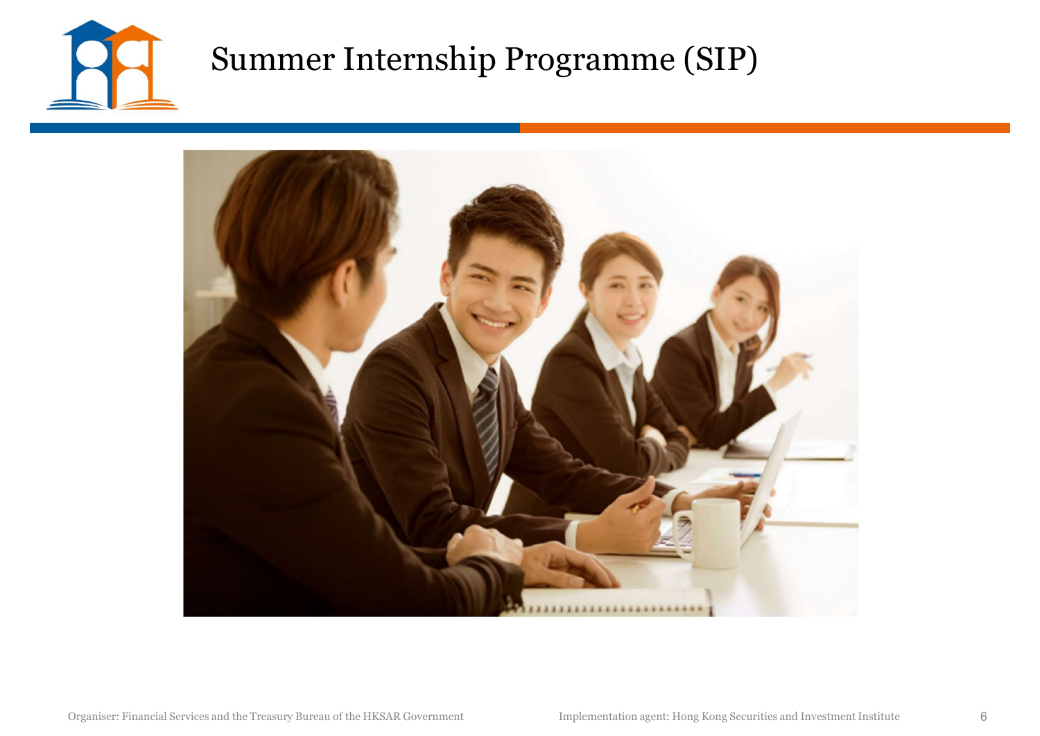# Summer Internship Programme (SIP)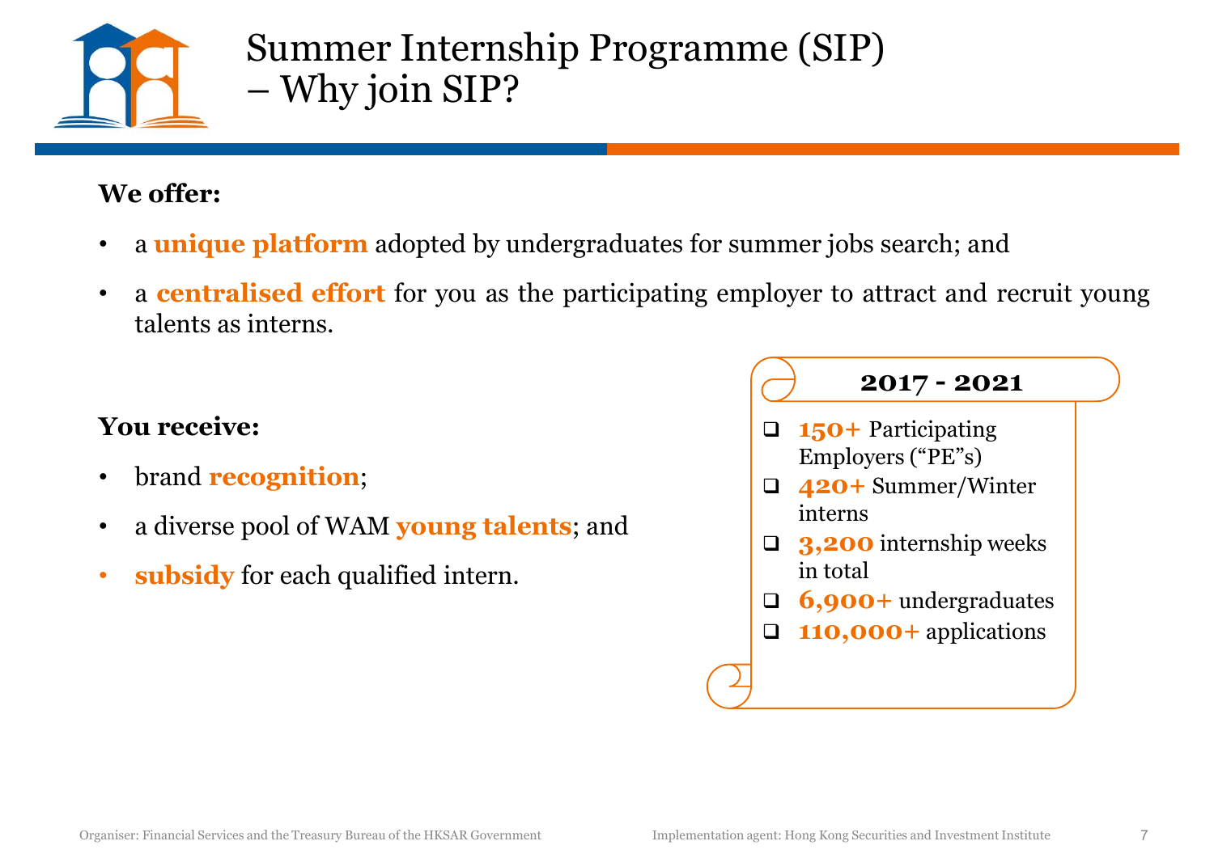# Summer Internship Programme (SIP) – Why join SIP?

**We offer:**

- a **unique platform** adopted by undergraduates for summer jobs search; and
- a **centralised effort** for you as the participating employer to attract and recruit young talents as interns.

**You receive:**

- brand **recognition**;
- a diverse pool of WAM **young talents**; and
- **subsidy** for each qualified intern.

**2017 - 2021**

- **150+** Participating Employers ("PE"s)
- **420+** Summer/Winter interns
- **3,200** internship weeks in total
- **6,900+** undergraduates
- **110,000+** applications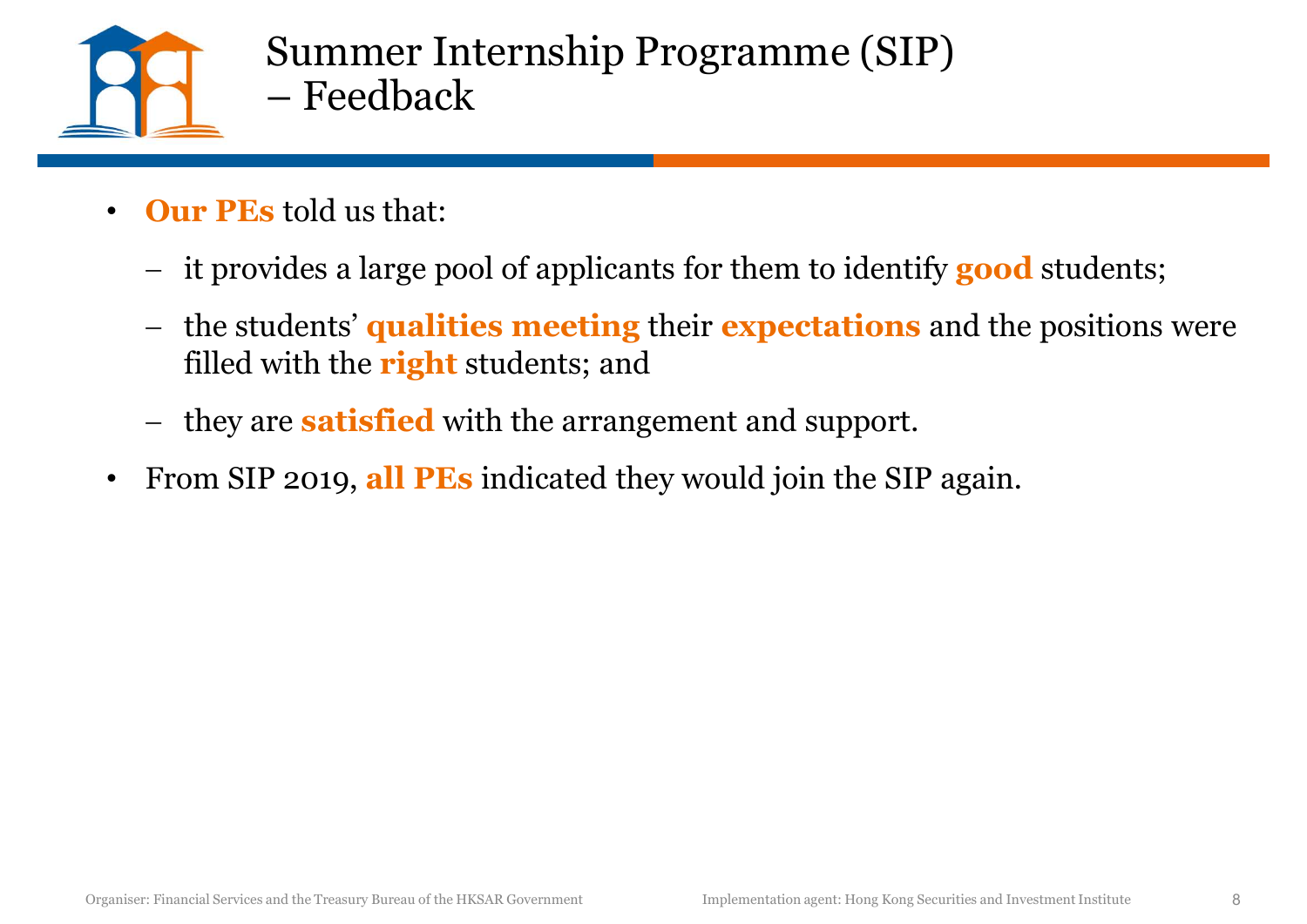# Summary Internship Programme (SIP) – Feedback

- **Our PEs** told us that:
  - it provides a large pool of applicants for them to identify **good** students;
  - the students' **qualities meeting** their **expectations** and the positions were filled with the **right** students; and
  - they are **satisfied** with the arrangement and support.
- From SIP 2019, **all PEs** indicated they would join the SIP again.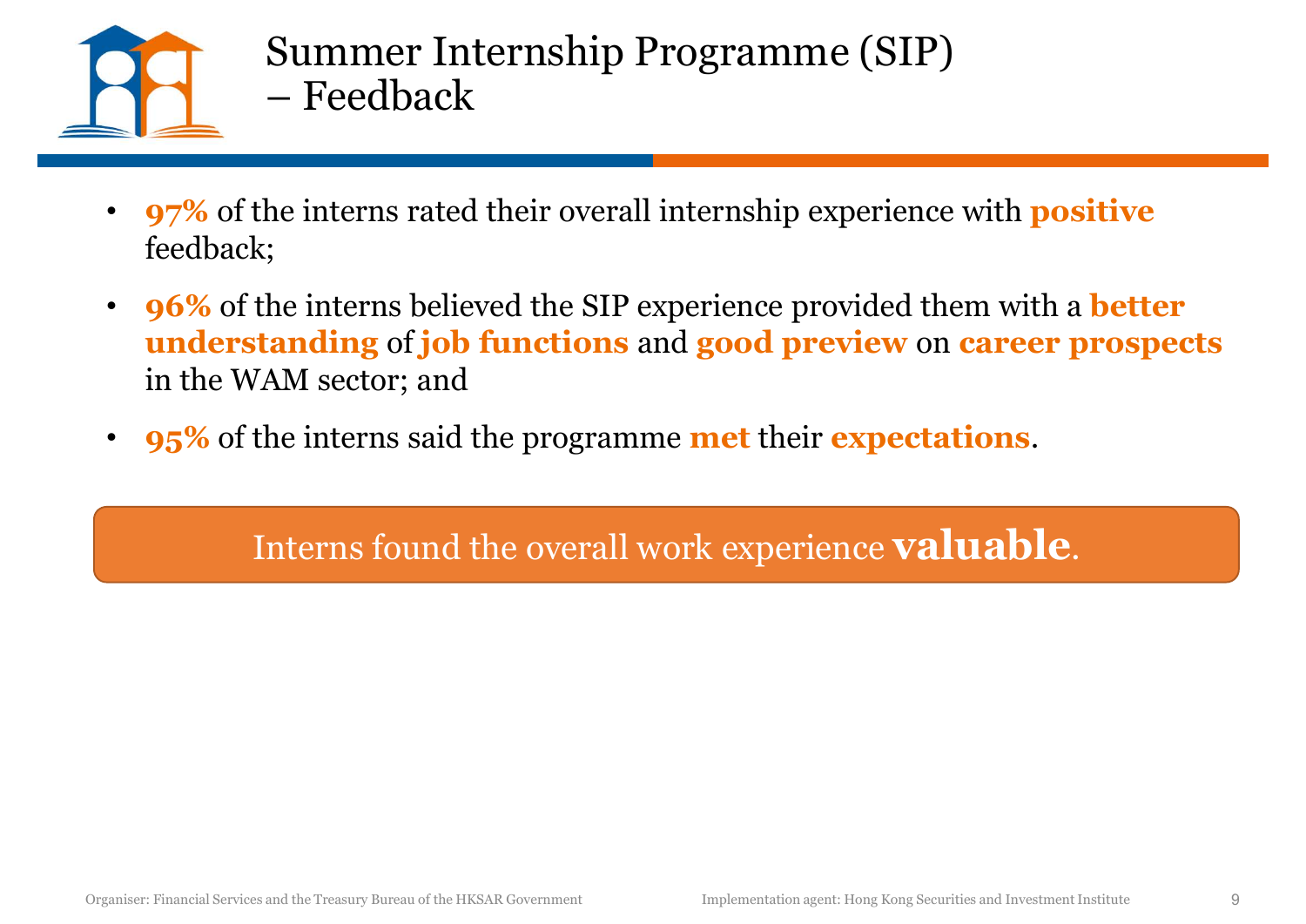# Summary Internship Programme (SIP) – Feedback

- **97%** of the interns rated their overall internship experience with **positive** feedback;
- **96%** of the interns believed the SIP experience provided them with a **better understanding** of **job functions** and **good preview** on **career prospects** in the WAM sector; and
- **95%** of the interns said the programme **met** their **expectations**.

Interns found the overall work experience **valuable**.

Organiser: Financial Services and the Treasury Bureau of the HKSAR Government

Implementation agent: Hong Kong Securities and Investment Institute

# Summer Internship Programme (SIP) – Feedback

- **97%** of the interns rated their overall internship experience with **positive** feedback;
- **96%** of the interns believed the SIP experience provided them with a **better understanding** of **job functions** and **good preview** on **career prospects** in the WAM sector; and
- **95%** of the interns said the programme **met** their **expectations**.

Interns found the overall work experience **valuable**.

Organiser: Financial Services and the Treasury Bureau of the HKSAR Government

Implementation agent: Hong Kong Securities and Investment Institute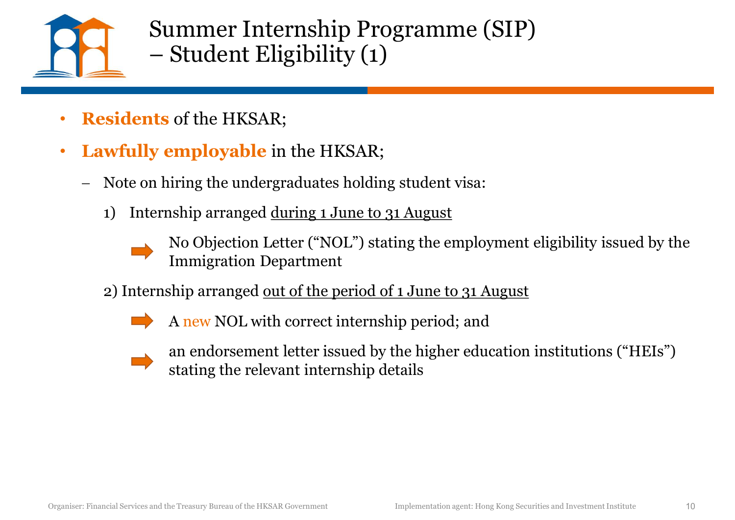# Summary Internship Programme (SIP) – Student Eligibility (1)

- **Residents** of the HKSAR;
- **Lawfully employable** in the HKSAR;
  - Note on hiring the undergraduates holding student visa:
    1) Internship arranged <u>during 1 June to 31 August</u>
       - No Objection Letter ("NOL") stating the employment eligibility issued by the Immigration Department
    2) Internship arranged <u>out of the period of 1 June to 31 August</u>
       - A new NOL with correct internship period; and
       - an endorsement letter issued by the higher education institutions ("HEIs") stating the relevant internship details

Organiser: Financial Services and the Treasury Bureau of the HKSAR Government

Implementation agent: Hong Kong Securities and Investment Institute

# Summer Internship Programme (SIP) – Student Eligibility (1)

- **Residents** of the HKSAR;
- **Lawfully employable** in the HKSAR;
  - Note on hiring the undergraduates holding student visa:
    1) Internship arranged <u>during 1 June to 31 August</u>
       - No Objection Letter ("NOL") stating the employment eligibility issued by the Immigration Department
    2) Internship arranged <u>out of the period of 1 June to 31 August</u>
       - A new NOL with correct internship period; and
       - an endorsement letter issued by the higher education institutions ("HEIs") stating the relevant internship details

Organiser: Financial Services and the Treasury Bureau of the HKSAR Government

Implementation agent: Hong Kong Securities and Investment Institute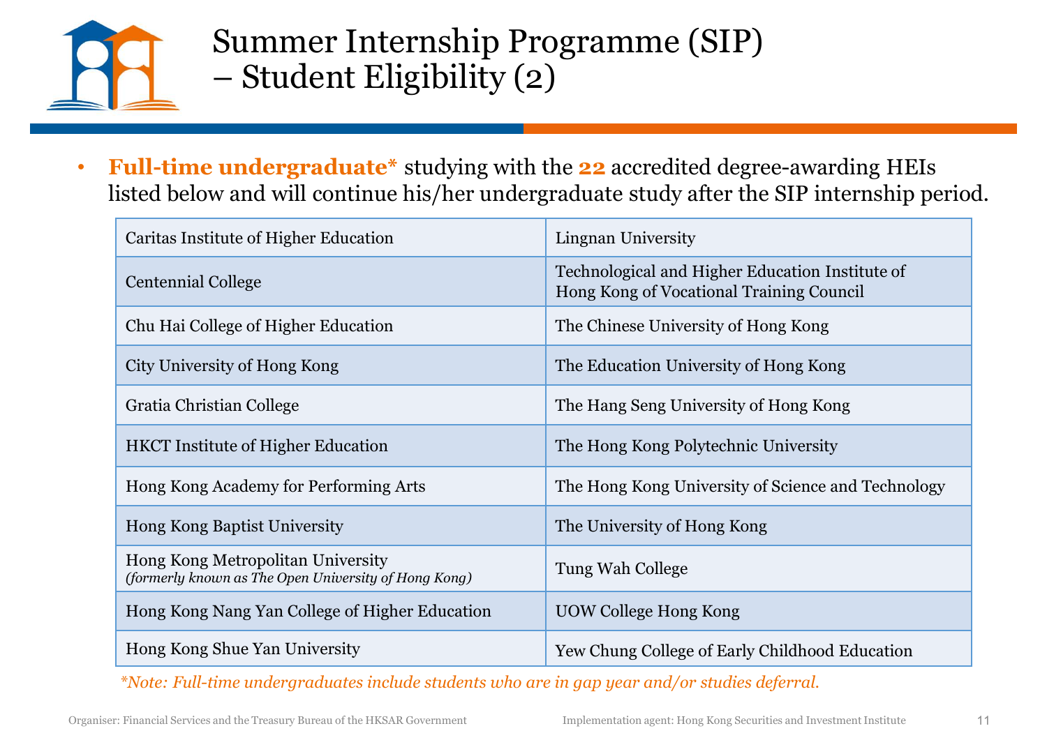# Summary Internship Programme (SIP) – Student Eligibility (2)

- **Full-time undergraduate*** studying with the **22** accredited degree-awarding HEIs listed below and will continue his/her undergraduate study after the SIP internship period.

| | |
|---|---|
| Caritas Institute of Higher Education | Lingnan University |
| Centennial College | Technological and Higher Education Institute of Hong Kong of Vocational Training Council |
| Chu Hai College of Higher Education | The Chinese University of Hong Kong |
| City University of Hong Kong | The Education University of Hong Kong |
| Gratia Christian College | The Hang Seng University of Hong Kong |
| HKCT Institute of Higher Education | The Hong Kong Polytechnic University |
| Hong Kong Academy for Performing Arts | The Hong Kong University of Science and Technology |
| Hong Kong Baptist University | The University of Hong Kong |
| Hong Kong Metropolitan University *(formerly known as The Open University of Hong Kong)* | Tung Wah College |
| Hong Kong Nang Yan College of Higher Education | UOW College Hong Kong |
| Hong Kong Shue Yan University | Yew Chung College of Early Childhood Education |

**Note: Full-time undergraduates include students who are in gap year and/or studies deferral.*

Organiser: Financial Services and the Treasury Bureau of the HKSAR Government

Implementation agent: Hong Kong Securities and Investment Institute

# Summer Internship Programme (SIP) – Student Eligibility (2)

- **Full-time undergraduate*** studying with the **22** accredited degree-awarding HEIs listed below and will continue his/her undergraduate study after the SIP internship period.

| | |
|---|---|
| Caritas Institute of Higher Education | Lingnan University |
| Centennial College | Technological and Higher Education Institute of Hong Kong of Vocational Training Council |
| Chu Hai College of Higher Education | The Chinese University of Hong Kong |
| City University of Hong Kong | The Education University of Hong Kong |
| Gratia Christian College | The Hang Seng University of Hong Kong |
| HKCT Institute of Higher Education | The Hong Kong Polytechnic University |
| Hong Kong Academy for Performing Arts | The Hong Kong University of Science and Technology |
| Hong Kong Baptist University | The University of Hong Kong |
| Hong Kong Metropolitan University *(formerly known as The Open University of Hong Kong)* | Tung Wah College |
| Hong Kong Nang Yan College of Higher Education | UOW College Hong Kong |
| Hong Kong Shue Yan University | Yew Chung College of Early Childhood Education |

**Note: Full-time undergraduates include students who are in gap year and/or studies deferral.*

Organiser: Financial Services and the Treasury Bureau of the HKSAR Government

Implementation agent: Hong Kong Securities and Investment Institute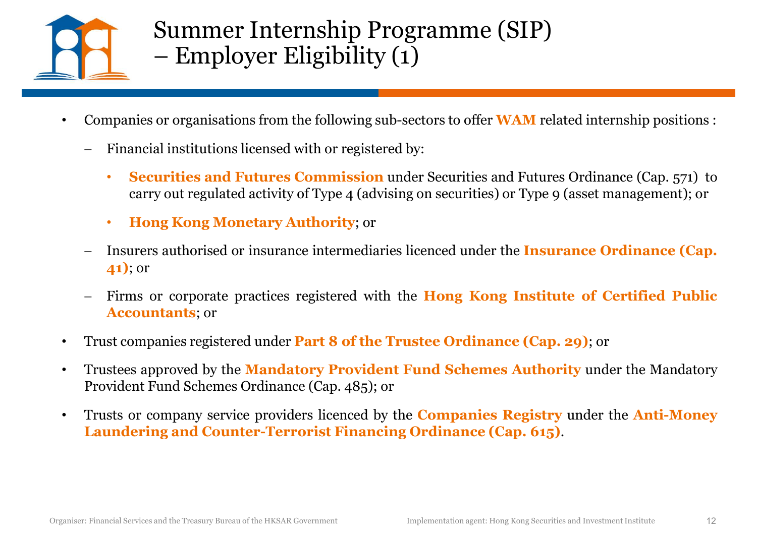# Summer Internship Programme (SIP) – Employer Eligibility (1)

- Companies or organisations from the following sub-sectors to offer **WAM** related internship positions :
  - Financial institutions licensed with or registered by:
    - **Securities and Futures Commission** under Securities and Futures Ordinance (Cap. 571) to carry out regulated activity of Type 4 (advising on securities) or Type 9 (asset management); or
    - **Hong Kong Monetary Authority**; or
  - Insurers authorised or insurance intermediaries licenced under the **Insurance Ordinance (Cap. 41)**; or
  - Firms or corporate practices registered with the **Hong Kong Institute of Certified Public Accountants**; or
- Trust companies registered under **Part 8 of the Trustee Ordinance (Cap. 29)**; or
- Trustees approved by the **Mandatory Provident Fund Schemes Authority** under the Mandatory Provident Fund Schemes Ordinance (Cap. 485); or
- Trusts or company service providers licenced by the **Companies Registry** under the **Anti-Money Laundering and Counter-Terrorist Financing Ordinance (Cap. 615)**.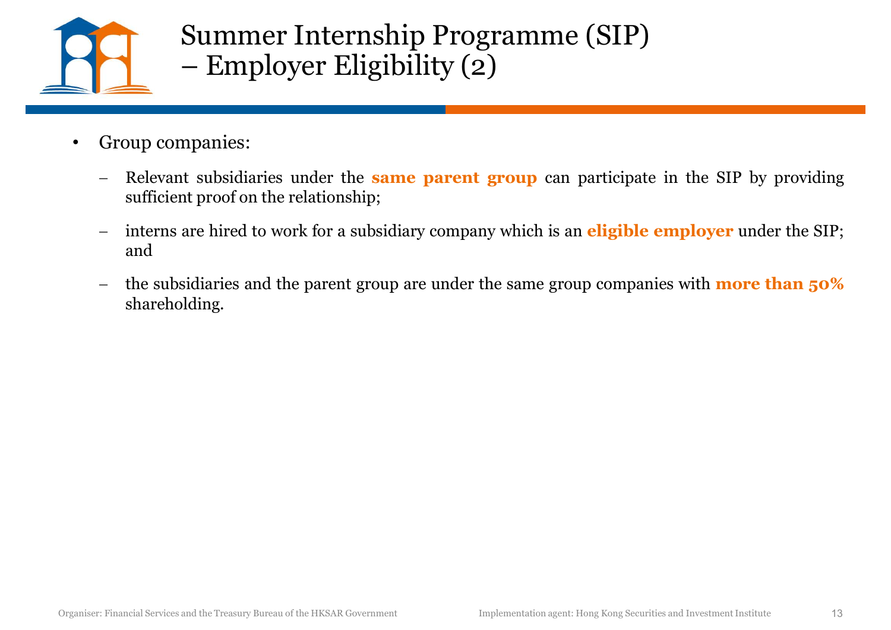# Summary Internship Programme (SIP) – Employer Eligibility (2)

- Group companies:
  - Relevant subsidiaries under the **same parent group** can participate in the SIP by providing sufficient proof on the relationship;
  - interns are hired to work for a subsidiary company which is an **eligible employer** under the SIP; and
  - the subsidiaries and the parent group are under the same group companies with **more than 50%** shareholding.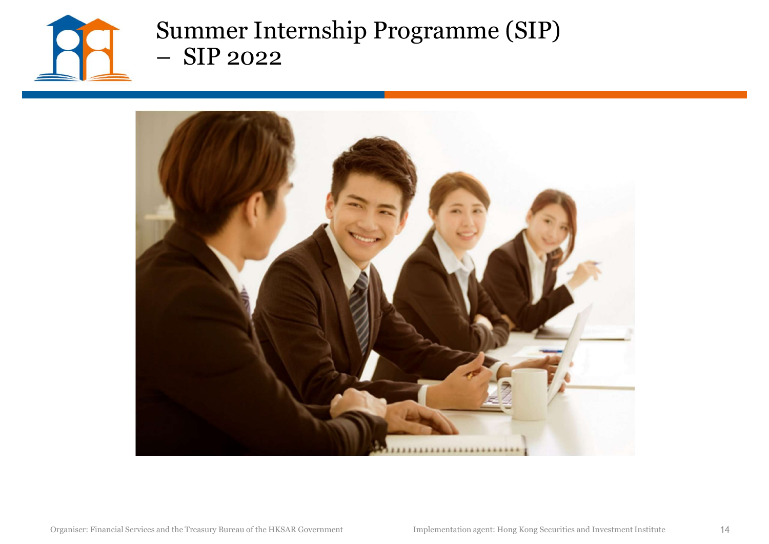# Summer Internship Programme (SIP) – SIP 2022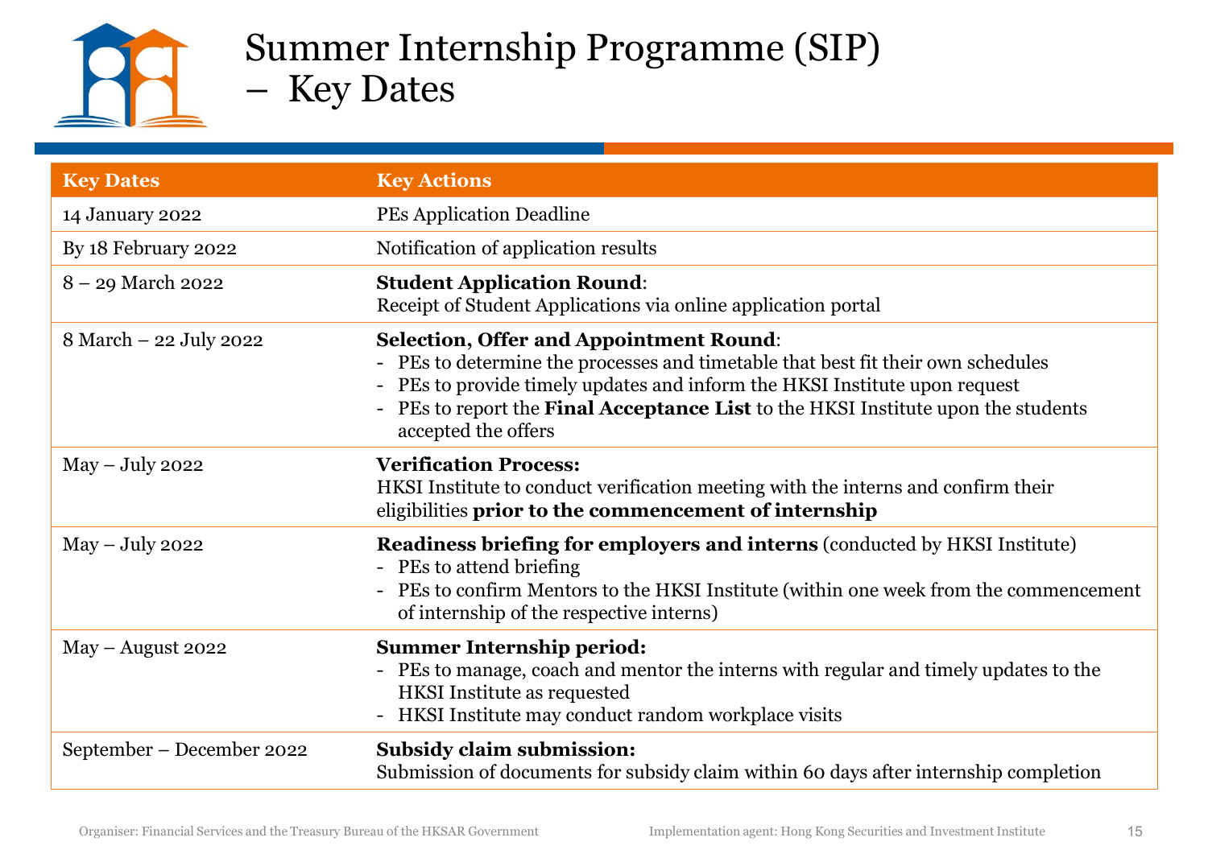# Summer Internship Programme (SIP) – Key Dates

| Key Dates | Key Actions |
|---|---|
| 14 January 2022 | PEs Application Deadline |
| By 18 February 2022 | Notification of application results |
| 8 – 29 March 2022 | **Student Application Round**:<br>Receipt of Student Applications via online application portal |
| 8 March – 22 July 2022 | **Selection, Offer and Appointment Round**:<br>- PEs to determine the processes and timetable that best fit their own schedules<br>- PEs to provide timely updates and inform the HKSI Institute upon request<br>- PEs to report the **Final Acceptance List** to the HKSI Institute upon the students accepted the offers |
| May – July 2022 | **Verification Process:**<br>HKSI Institute to conduct verification meeting with the interns and confirm their eligibilities **prior to the commencement of internship** |
| May – July 2022 | **Readiness briefing for employers and interns** (conducted by HKSI Institute)<br>- PEs to attend briefing<br>- PEs to confirm Mentors to the HKSI Institute (within one week from the commencement of internship of the respective interns) |
| May – August 2022 | **Summer Internship period:**<br>- PEs to manage, coach and mentor the interns with regular and timely updates to the HKSI Institute as requested<br>- HKSI Institute may conduct random workplace visits |
| September – December 2022 | **Subsidy claim submission:**<br>Submission of documents for subsidy claim within 60 days after internship completion |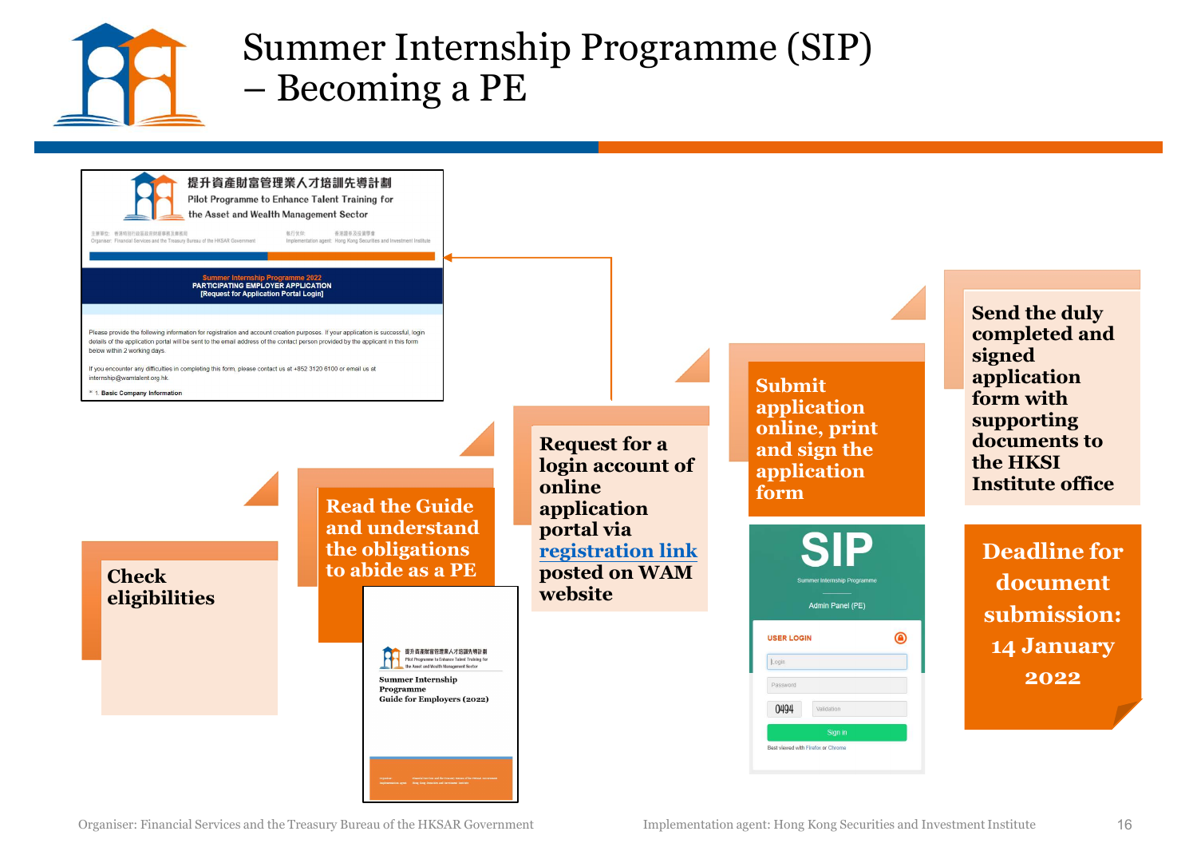# Summer Internship Programme (SIP) – Becoming a PE

1. **Check eligibilities**
2. **Read the Guide and understand the obligations to abide as a PE**
3. **Request for a login account of online application portal via registration link posted on WAM website**
4. **Submit application online, print and sign the application form**
5. **Send the duly completed and signed application form with supporting documents to the HKSI Institute office**

**Deadline for document submission: 14 January 2022**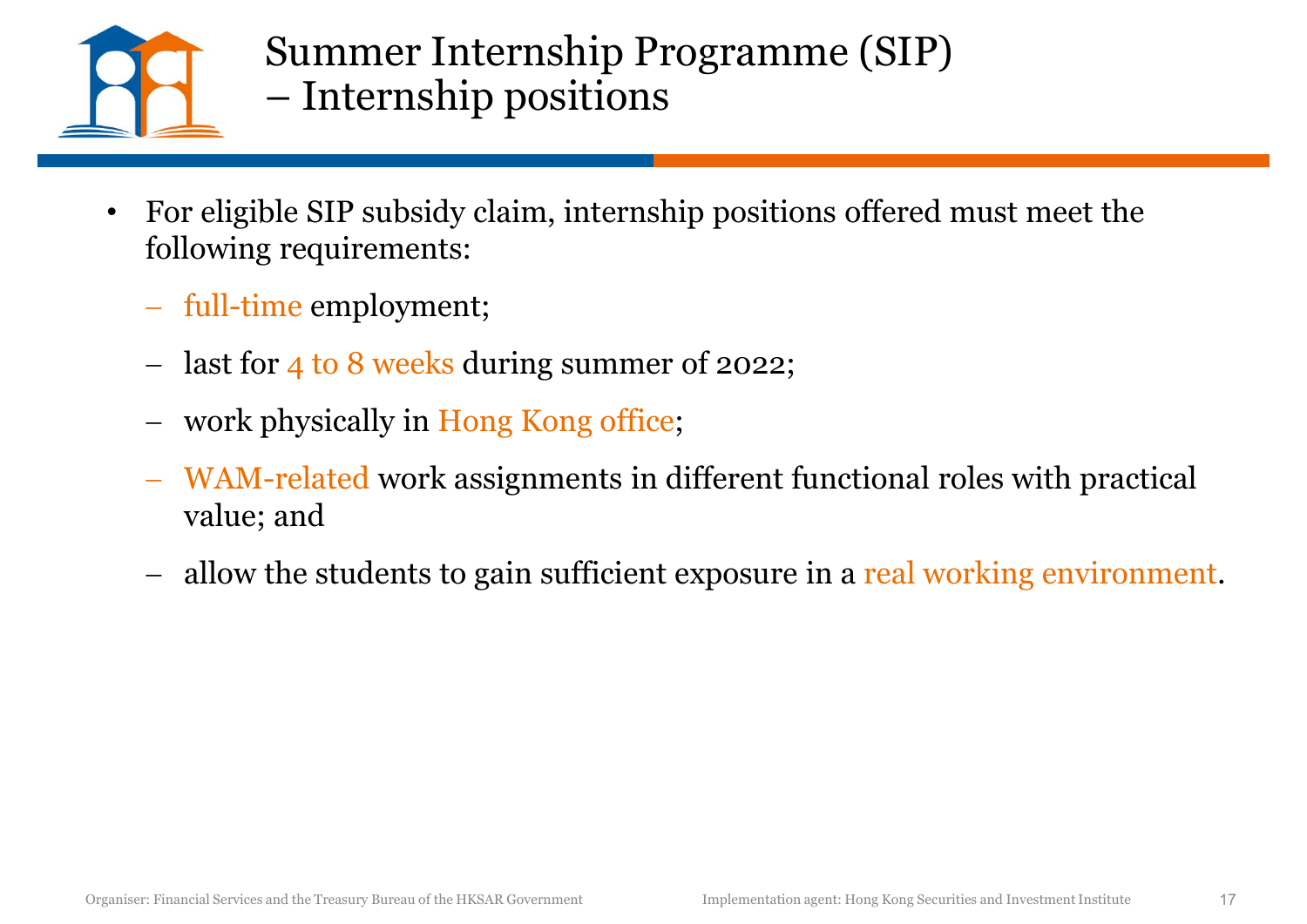# Summary Internship Programme (SIP) – Internship positions

- For eligible SIP subsidy claim, internship positions offered must meet the following requirements:
  - full-time employment;
  - last for 4 to 8 weeks during summer of 2022;
  - work physically in Hong Kong office;
  - WAM-related work assignments in different functional roles with practical value; and
  - allow the students to gain sufficient exposure in a real working environment.

# Summer Internship Programme (SIP) – Internship positions

- For eligible SIP subsidy claim, internship positions offered must meet the following requirements:
  - full-time employment;
  - last for 4 to 8 weeks during summer of 2022;
  - work physically in Hong Kong office;
  - WAM-related work assignments in different functional roles with practical value; and
  - allow the students to gain sufficient exposure in a real working environment.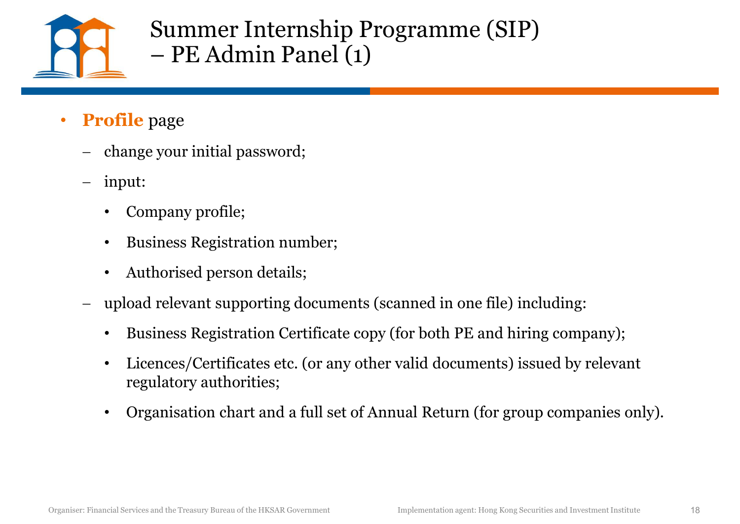# Summer Internship Programme (SIP) – PE Admin Panel (1)

- **Profile** page
  - change your initial password;
  - input:
    - Company profile;
    - Business Registration number;
    - Authorised person details;
  - upload relevant supporting documents (scanned in one file) including:
    - Business Registration Certificate copy (for both PE and hiring company);
    - Licences/Certificates etc. (or any other valid documents) issued by relevant regulatory authorities;
    - Organisation chart and a full set of Annual Return (for group companies only).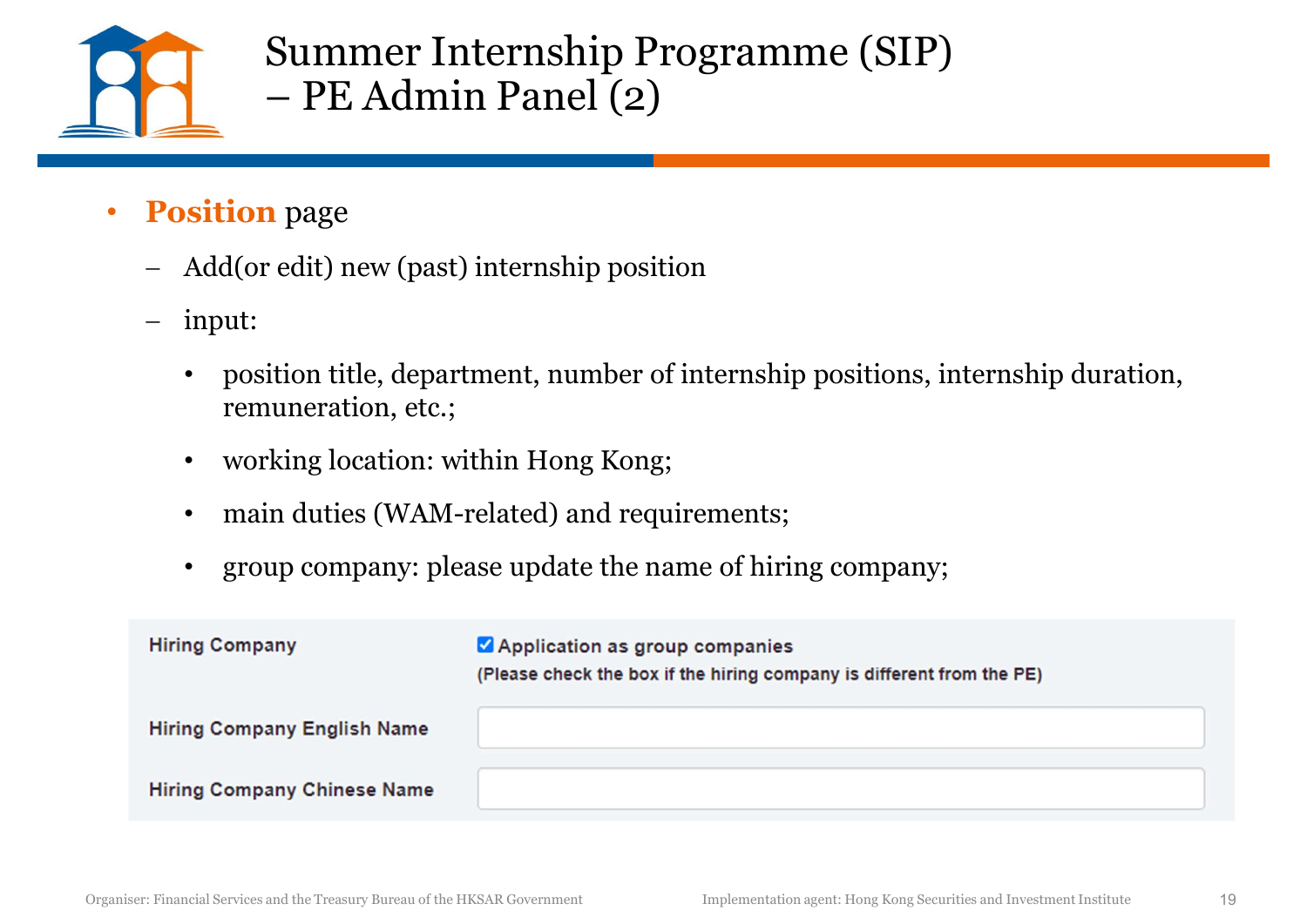# Summer Internship Programme (SIP) – PE Admin Panel (2)

- **Position** page
  - Add(or edit) new (past) internship position
  - input:
    - position title, department, number of internship positions, internship duration, remuneration, etc.;
    - working location: within Hong Kong;
    - main duties (WAM-related) and requirements;
    - group company: please update the name of hiring company;

| Hiring Company | ☑ Application as group companies (Please check the box if the hiring company is different from the PE) |
|---|---|
| Hiring Company English Name | |
| Hiring Company Chinese Name | |

Organiser: Financial Services and the Treasury Bureau of the HKSAR Government

Implementation agent: Hong Kong Securities and Investment Institute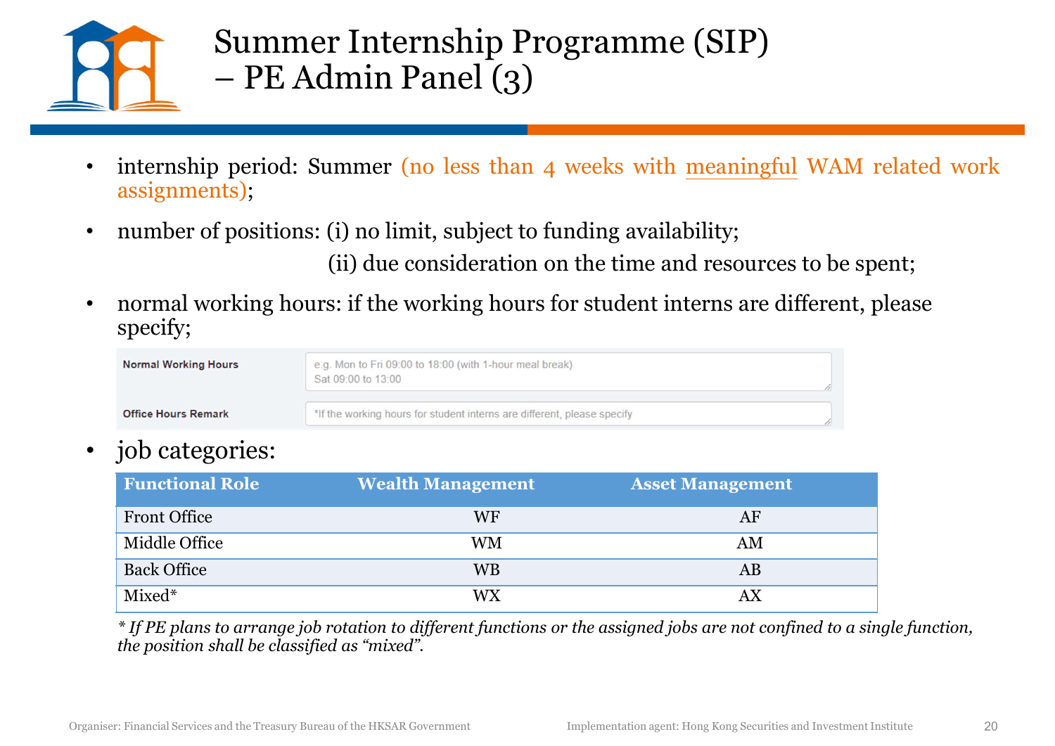# Summer Internship Programme (SIP) – PE Admin Panel (3)

- internship period: Summer (no less than 4 weeks with meaningful WAM related work assignments);
- number of positions: (i) no limit, subject to funding availability;
  (ii) due consideration on the time and resources to be spent;
- normal working hours: if the working hours for student interns are different, please specify;

| Normal Working Hours | e.g. Mon to Fri 09:00 to 18:00 (with 1-hour meal break) Sat 09:00 to 13:00 |
|---|---|
| Office Hours Remark | *If the working hours for student interns are different, please specify |

- job categories:

| Functional Role | Wealth Management | Asset Management |
|---|---|---|
| Front Office | WF | AF |
| Middle Office | WM | AM |
| Back Office | WB | AB |
| Mixed* | WX | AX |

*\* If PE plans to arrange job rotation to different functions or the assigned jobs are not confined to a single function, the position shall be classified as "mixed".*

Organiser: Financial Services and the Treasury Bureau of the HKSAR Government

Implementation agent: Hong Kong Securities and Investment Institute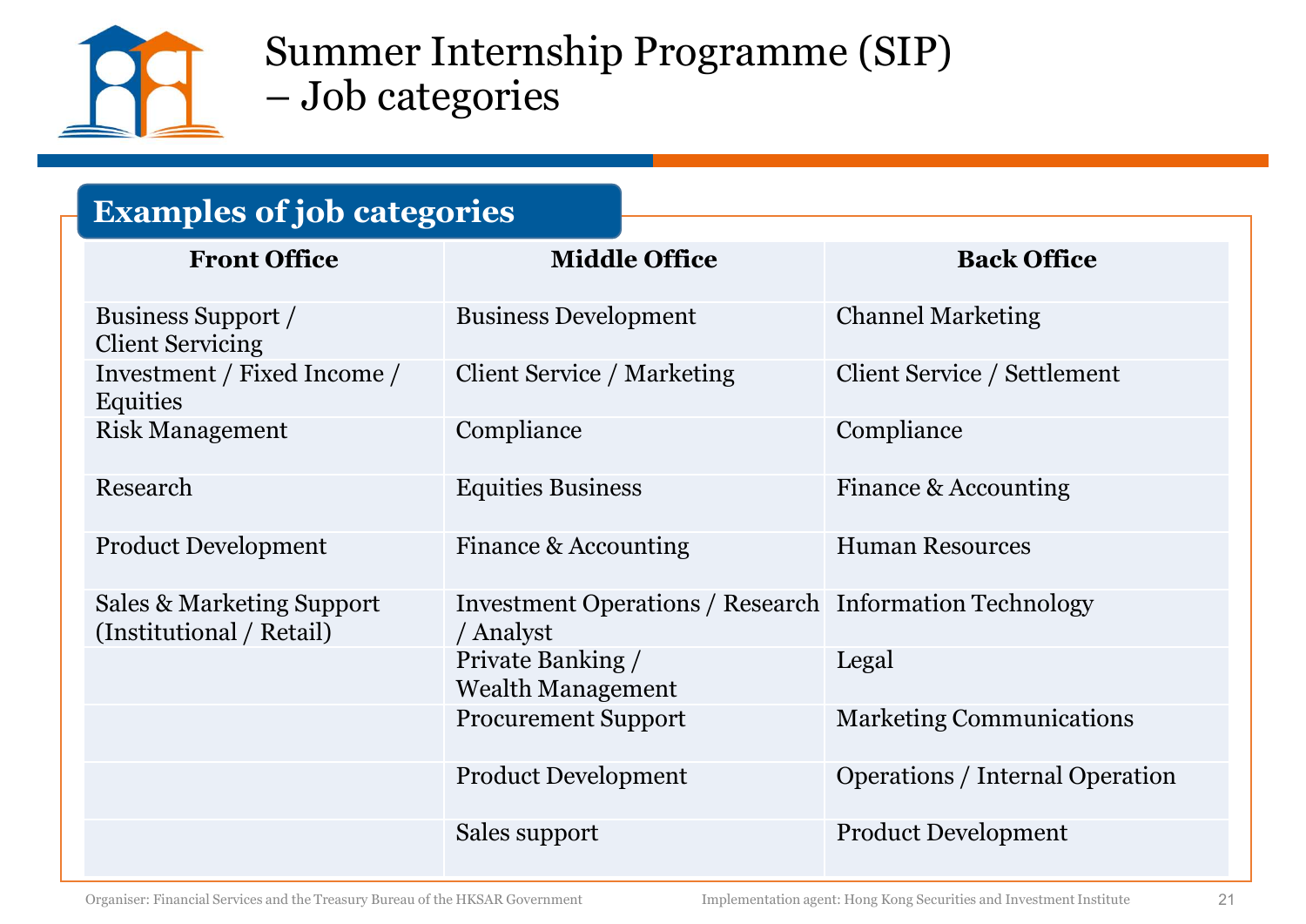# Summer Internship Programme (SIP) – Job categories

## Examples of job categories

| Front Office | Middle Office | Back Office |
|---|---|---|
| Business Support / Client Servicing | Business Development | Channel Marketing |
| Investment / Fixed Income / Equities | Client Service / Marketing | Client Service / Settlement |
| Risk Management | Compliance | Compliance |
| Research | Equities Business | Finance & Accounting |
| Product Development | Finance & Accounting | Human Resources |
| Sales & Marketing Support (Institutional / Retail) | Investment Operations / Research / Analyst | Information Technology |
| | Private Banking / Wealth Management | Legal |
| | Procurement Support | Marketing Communications |
| | Product Development | Operations / Internal Operation |
| | Sales support | Product Development |

Organiser: Financial Services and the Treasury Bureau of the HKSAR Government

Implementation agent: Hong Kong Securities and Investment Institute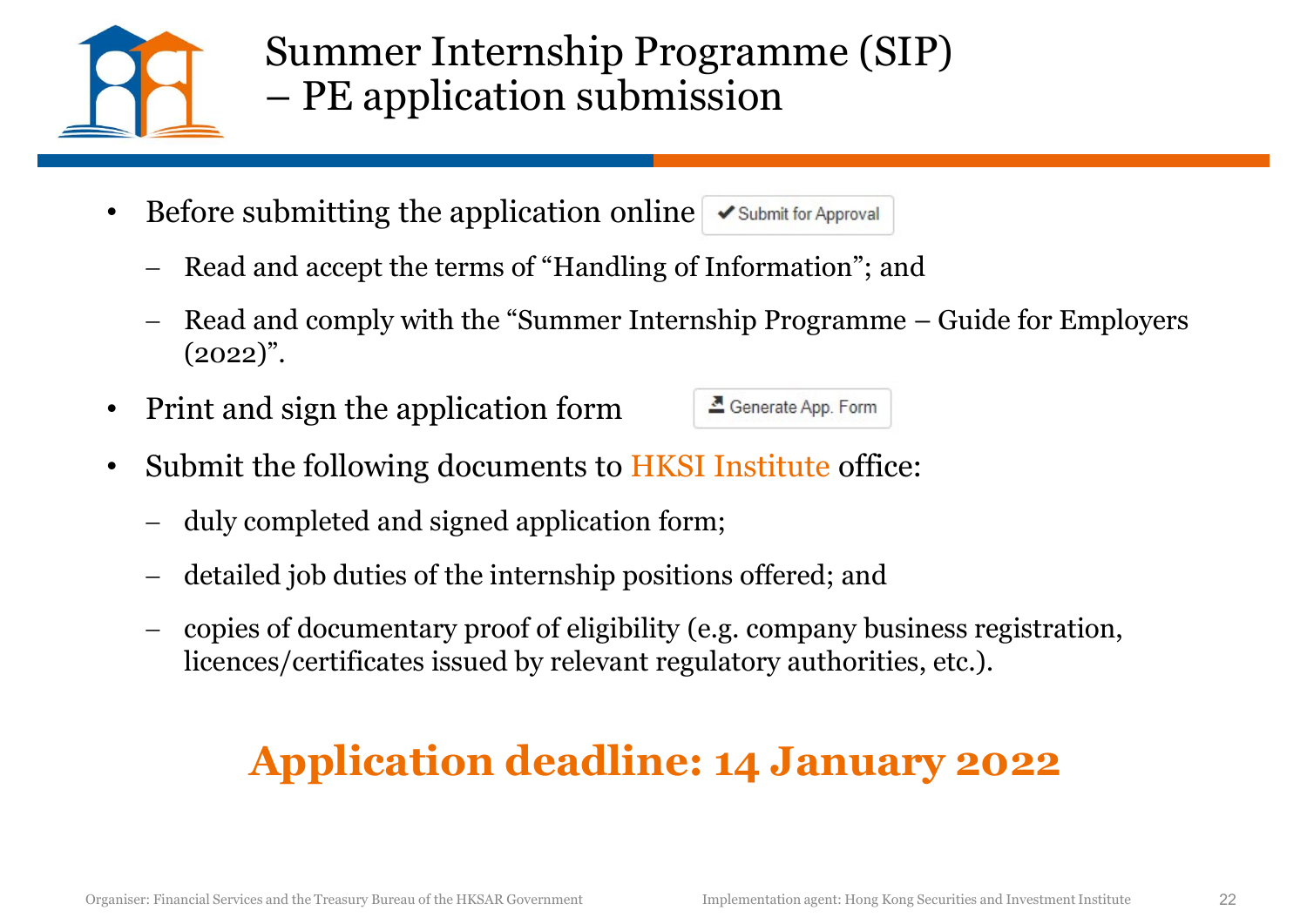# Summer Internship Programme (SIP) – PE application submission

- Before submitting the application online [✔ Submit for Approval]
  - Read and accept the terms of "Handling of Information"; and
  - Read and comply with the "Summer Internship Programme – Guide for Employers (2022)".
- Print and sign the application form [Generate App. Form]
- Submit the following documents to HKSI Institute office:
  - duly completed and signed application form;
  - detailed job duties of the internship positions offered; and
  - copies of documentary proof of eligibility (e.g. company business registration, licences/certificates issued by relevant regulatory authorities, etc.).

**Application deadline: 14 January 2022**

Organiser: Financial Services and the Treasury Bureau of the HKSAR Government

Implementation agent: Hong Kong Securities and Investment Institute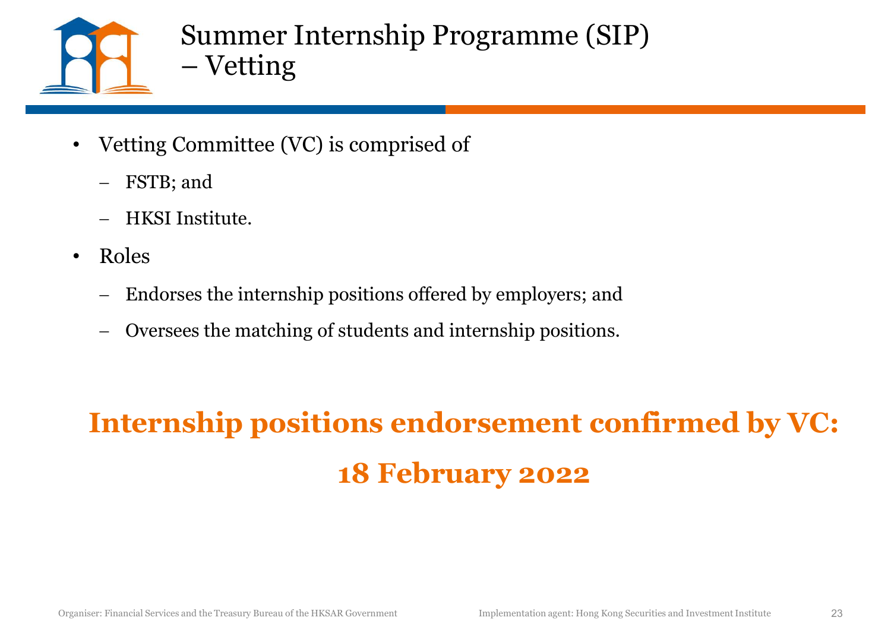# Summer Internship Programme (SIP) – Vetting

- Vetting Committee (VC) is comprised of
  - FSTB; and
  - HKSI Institute.
- Roles
  - Endorses the internship positions offered by employers; and
  - Oversees the matching of students and internship positions.

**Internship positions endorsement confirmed by VC:**

**18 February 2022**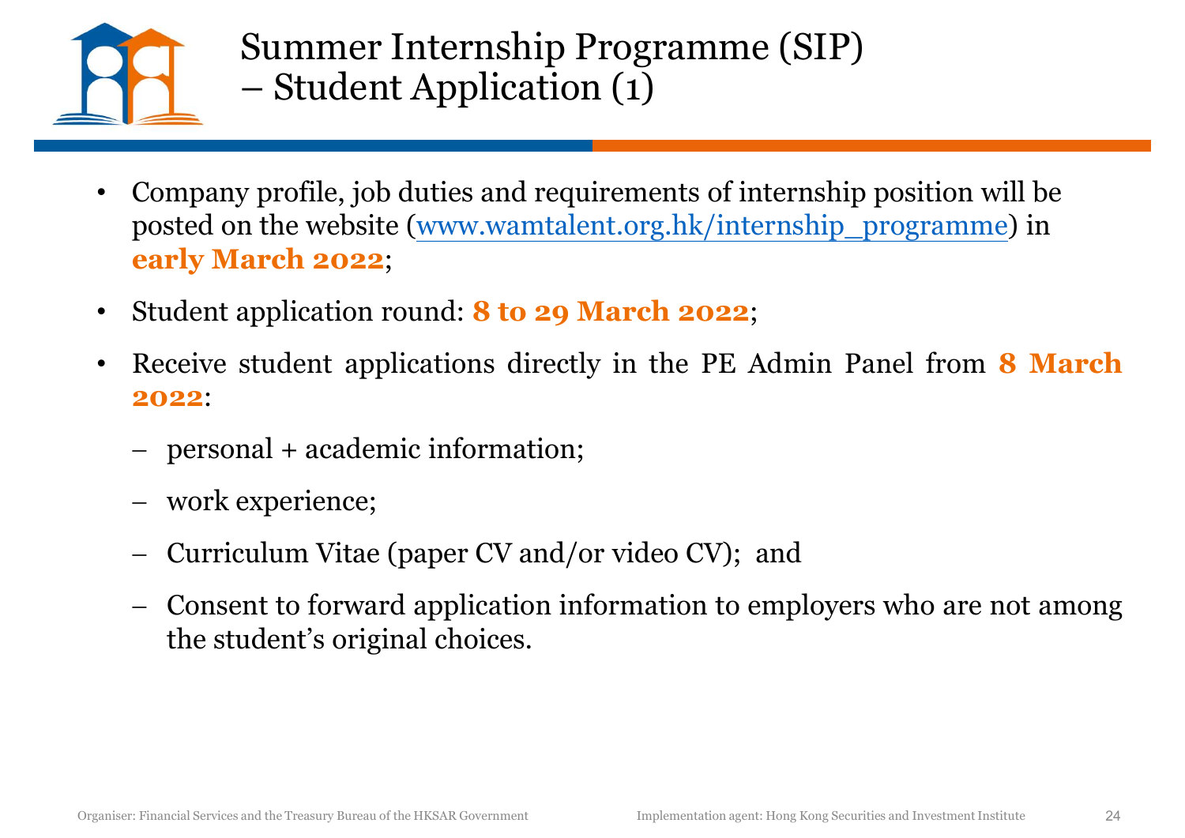# Summary Internship Programme (SIP) – Student Application (1)

- Company profile, job duties and requirements of internship position will be posted on the website (www.wamtalent.org.hk/internship_programme) in **early March 2022**;
- Student application round: **8 to 29 March 2022**;
- Receive student applications directly in the PE Admin Panel from **8 March 2022**:
  - personal + academic information;
  - work experience;
  - Curriculum Vitae (paper CV and/or video CV); and
  - Consent to forward application information to employers who are not among the student's original choices.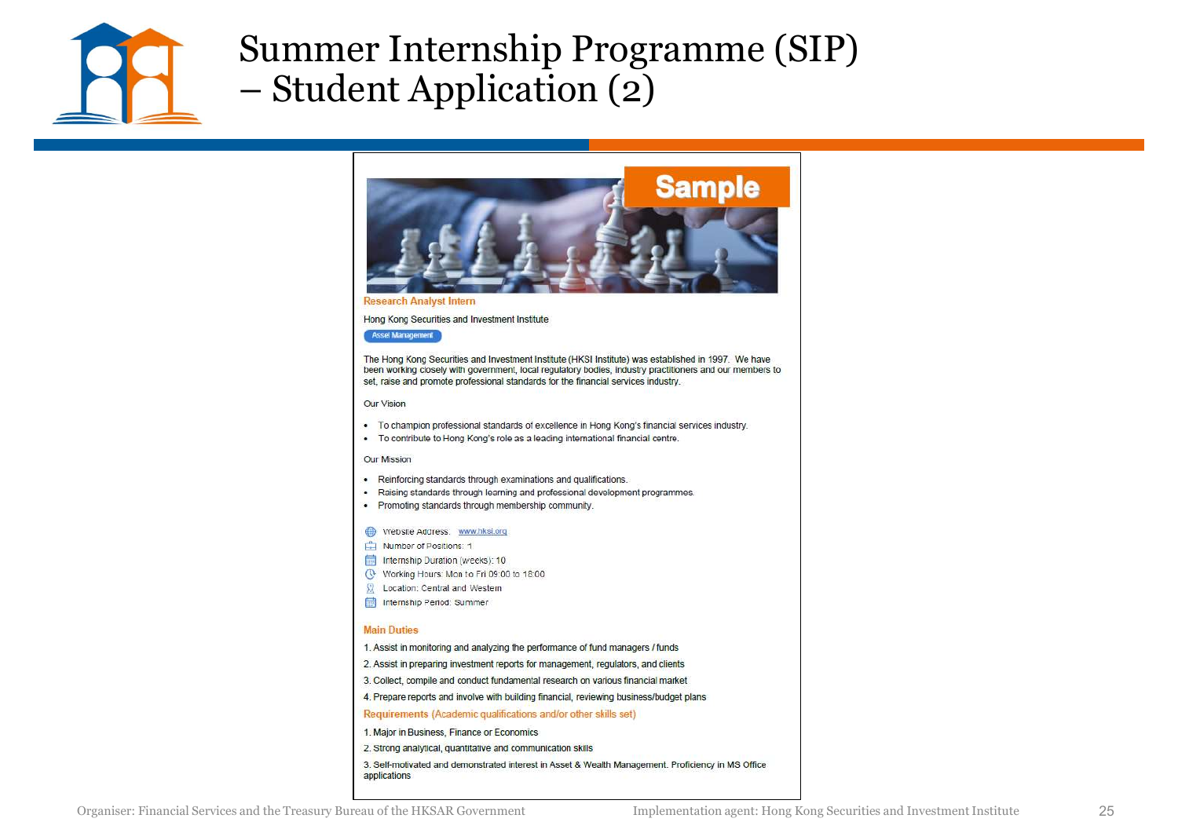# Summer Internship Programme (SIP) – Student Application (2)

Sample

**Research Analyst Intern**

Hong Kong Securities and Investment Institute

Asset Management

The Hong Kong Securities and Investment Institute (HKSI Institute) was established in 1997. We have been working closely with government, local regulatory bodies, industry practitioners and our members to set, raise and promote professional standards for the financial services industry.

Our Vision

- To champion professional standards of excellence in Hong Kong's financial services industry.
- To contribute to Hong Kong's role as a leading international financial centre.

Our Mission

- Reinforcing standards through examinations and qualifications.
- Raising standards through learning and professional development programmes.
- Promoting standards through membership community.

- Website Address: www.hksi.org
- Number of Positions: 1
- Internship Duration (weeks): 10
- Working Hours: Mon to Fri 09:00 to 18:00
- Location: Central and Western
- Internship Period: Summer

**Main Duties**

1. Assist in monitoring and analyzing the performance of fund managers / funds
2. Assist in preparing investment reports for management, regulators, and clients
3. Collect, compile and conduct fundamental research on various financial market
4. Prepare reports and involve with building financial, reviewing business/budget plans

**Requirements (Academic qualifications and/or other skills set)**

1. Major in Business, Finance or Economics
2. Strong analytical, quantitative and communication skills
3. Self-motivated and demonstrated interest in Asset & Wealth Management. Proficiency in MS Office applications

Organiser: Financial Services and the Treasury Bureau of the HKSAR Government

Implementation agent: Hong Kong Securities and Investment Institute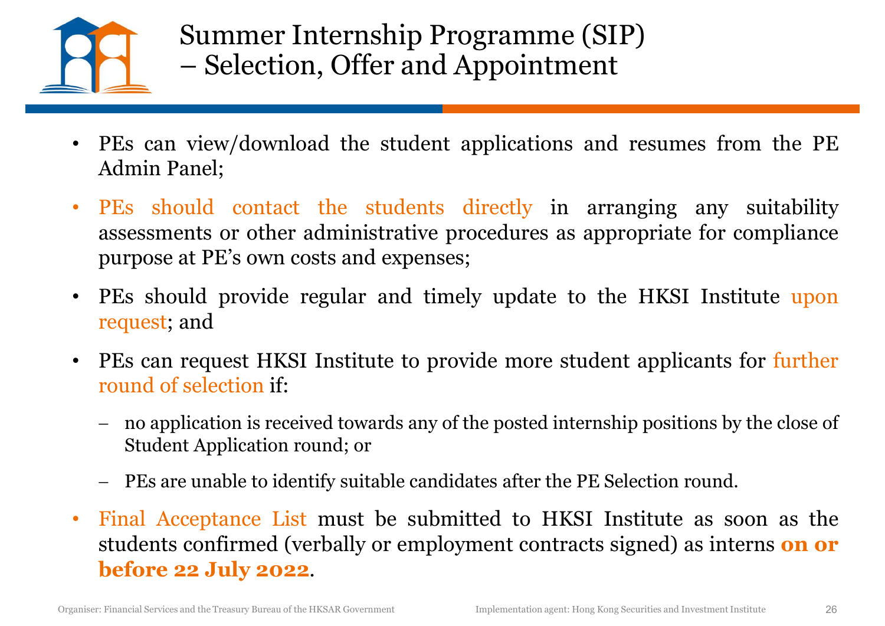# Summer Internship Programme (SIP) – Selection, Offer and Appointment

- PEs can view/download the student applications and resumes from the PE Admin Panel;
- PEs should contact the students directly in arranging any suitability assessments or other administrative procedures as appropriate for compliance purpose at PE's own costs and expenses;
- PEs should provide regular and timely update to the HKSI Institute upon request; and
- PEs can request HKSI Institute to provide more student applicants for further round of selection if:
  - no application is received towards any of the posted internship positions by the close of Student Application round; or
  - PEs are unable to identify suitable candidates after the PE Selection round.
- Final Acceptance List must be submitted to HKSI Institute as soon as the students confirmed (verbally or employment contracts signed) as interns **on or before 22 July 2022**.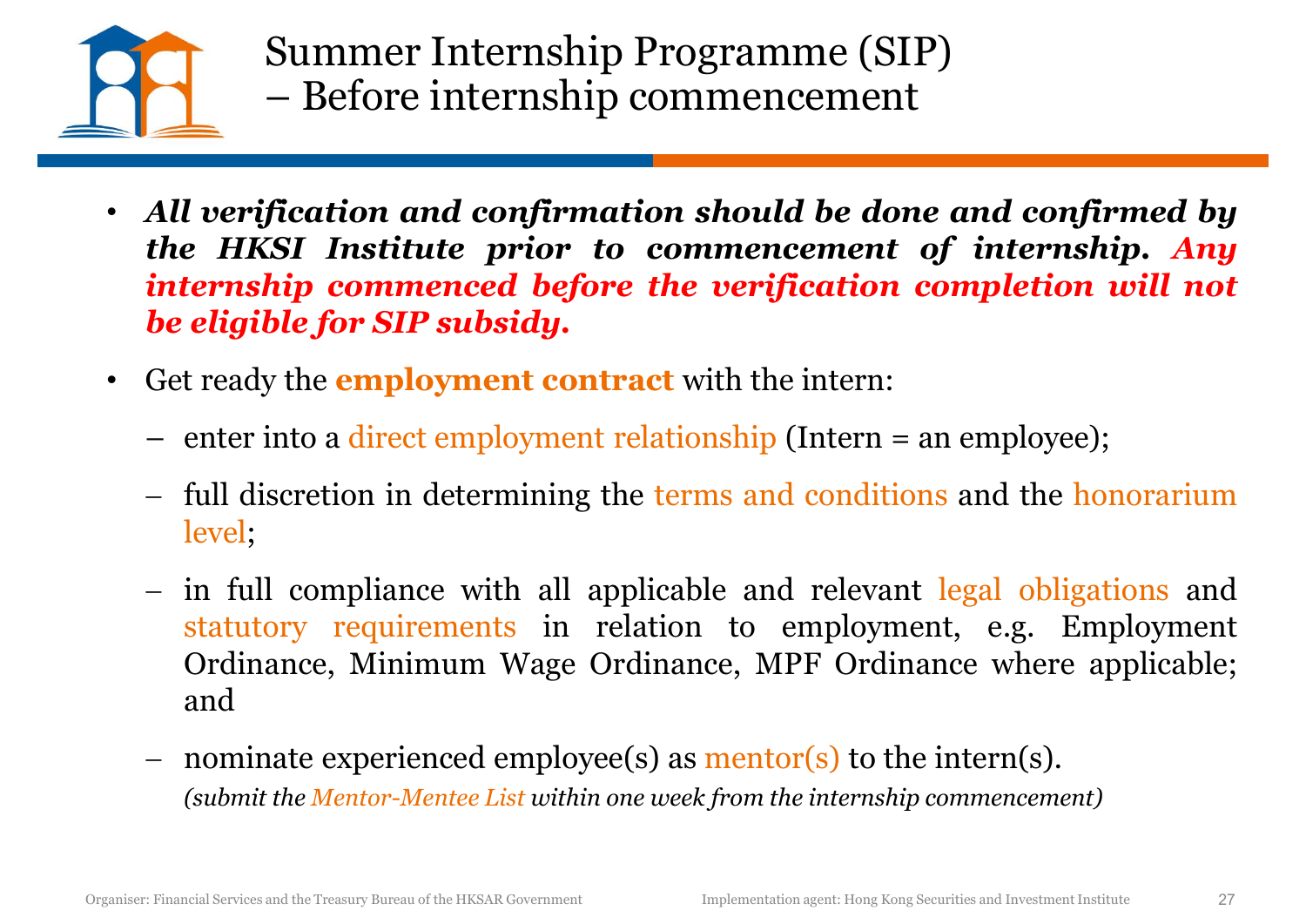# Summary Internship Programme (SIP) – Before internship commencement

- ***All verification and confirmation should be done and confirmed by the HKSI Institute prior to commencement of internship. Any internship commenced before the verification completion will not be eligible for SIP subsidy.***
- Get ready the **employment contract** with the intern:
  - enter into a direct employment relationship (Intern = an employee);
  - full discretion in determining the terms and conditions and the honorarium level;
  - in full compliance with all applicable and relevant legal obligations and statutory requirements in relation to employment, e.g. Employment Ordinance, Minimum Wage Ordinance, MPF Ordinance where applicable; and
  - nominate experienced employee(s) as mentor(s) to the intern(s).
    *(submit the Mentor-Mentee List within one week from the internship commencement)*

Organiser: Financial Services and the Treasury Bureau of the HKSAR Government

Implementation agent: Hong Kong Securities and Investment Institute

# Summer Internship Programme (SIP) – Before internship commencement

- ***All verification and confirmation should be done and confirmed by the HKSI Institute prior to commencement of internship. Any internship commenced before the verification completion will not be eligible for SIP subsidy.***
- Get ready the **employment contract** with the intern:
  - enter into a direct employment relationship (Intern = an employee);
  - full discretion in determining the terms and conditions and the honorarium level;
  - in full compliance with all applicable and relevant legal obligations and statutory requirements in relation to employment, e.g. Employment Ordinance, Minimum Wage Ordinance, MPF Ordinance where applicable; and
  - nominate experienced employee(s) as mentor(s) to the intern(s).
    *(submit the Mentor-Mentee List within one week from the internship commencement)*

Organiser: Financial Services and the Treasury Bureau of the HKSAR Government

Implementation agent: Hong Kong Securities and Investment Institute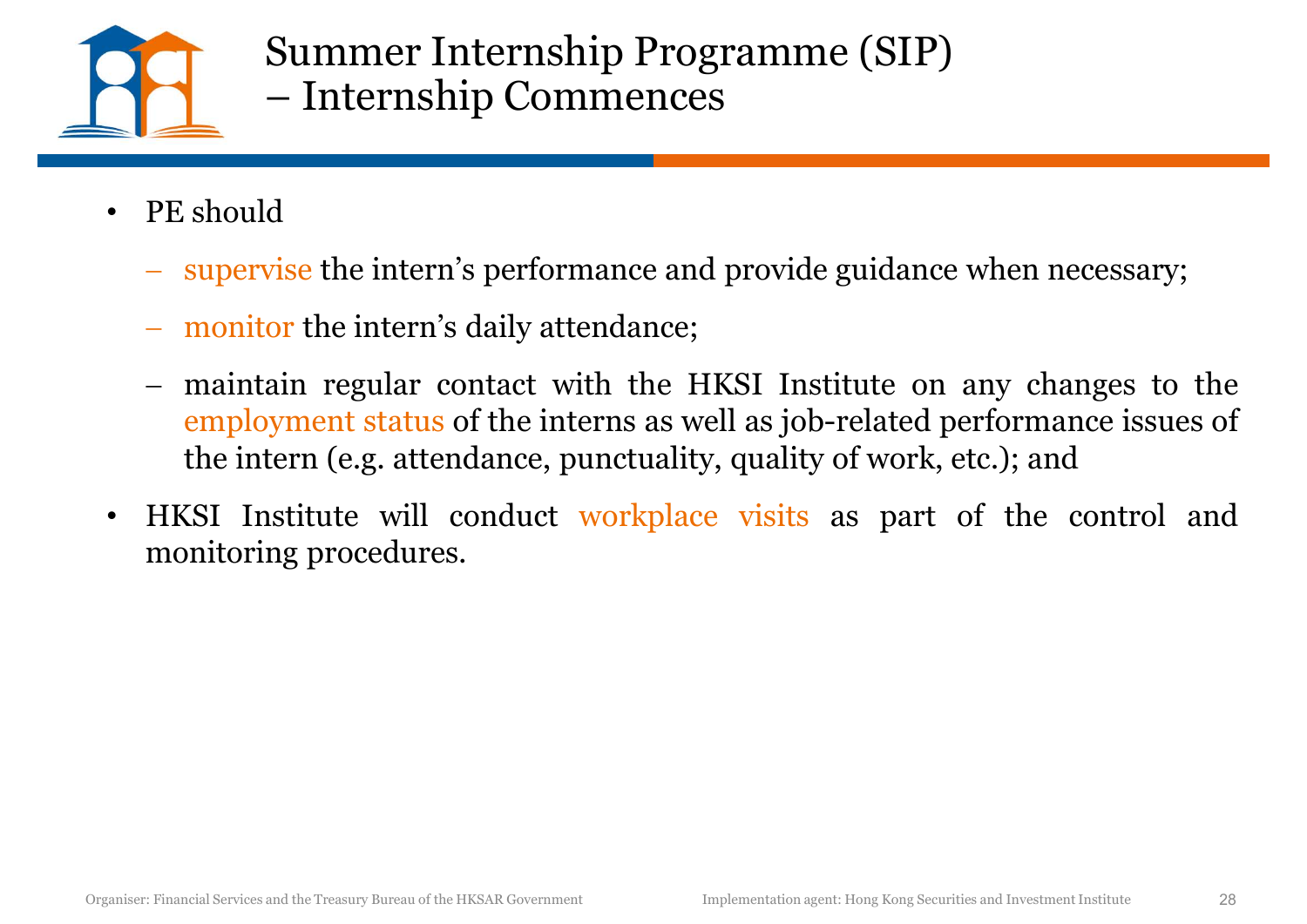# Summer Internship Programme (SIP) – Internship Commences

- PE should
  - supervise the intern's performance and provide guidance when necessary;
  - monitor the intern's daily attendance;
  - maintain regular contact with the HKSI Institute on any changes to the employment status of the interns as well as job-related performance issues of the intern (e.g. attendance, punctuality, quality of work, etc.); and
- HKSI Institute will conduct workplace visits as part of the control and monitoring procedures.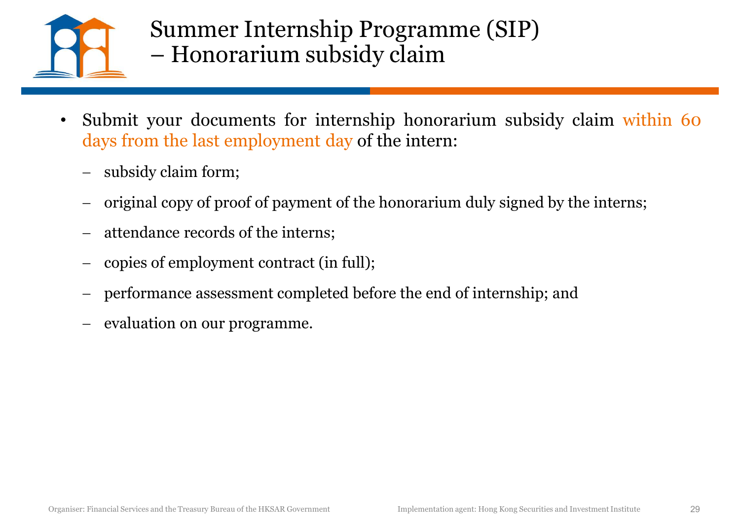# Summer Internship Programme (SIP) – Honorarium subsidy claim

- Submit your documents for internship honorarium subsidy claim within 60 days from the last employment day of the intern:
  - subsidy claim form;
  - original copy of proof of payment of the honorarium duly signed by the interns;
  - attendance records of the interns;
  - copies of employment contract (in full);
  - performance assessment completed before the end of internship; and
  - evaluation on our programme.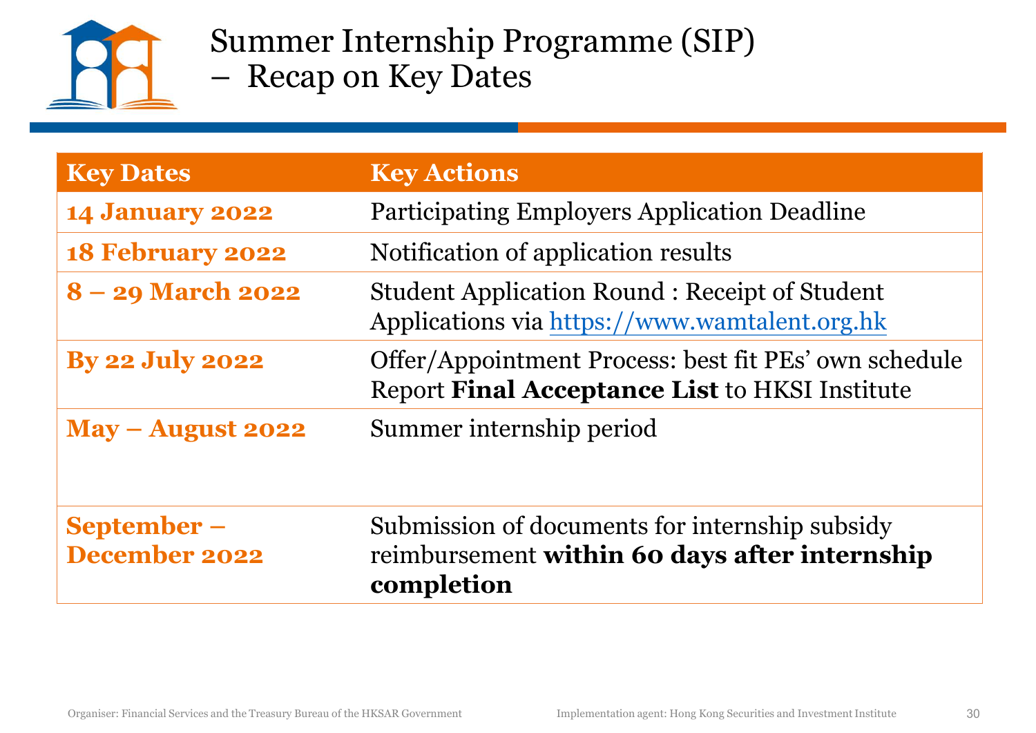# Summer Internship Programme (SIP) – Recap on Key Dates

| Key Dates | Key Actions |
|---|---|
| **14 January 2022** | Participating Employers Application Deadline |
| **18 February 2022** | Notification of application results |
| **8 – 29 March 2022** | Student Application Round : Receipt of Student Applications via https://www.wamtalent.org.hk |
| **By 22 July 2022** | Offer/Appointment Process: best fit PEs' own schedule<br>Report **Final Acceptance List** to HKSI Institute |
| **May – August 2022** | Summer internship period |
| **September – December 2022** | Submission of documents for internship subsidy reimbursement **within 60 days after internship completion** |

Organiser: Financial Services and the Treasury Bureau of the HKSAR Government

Implementation agent: Hong Kong Securities and Investment Institute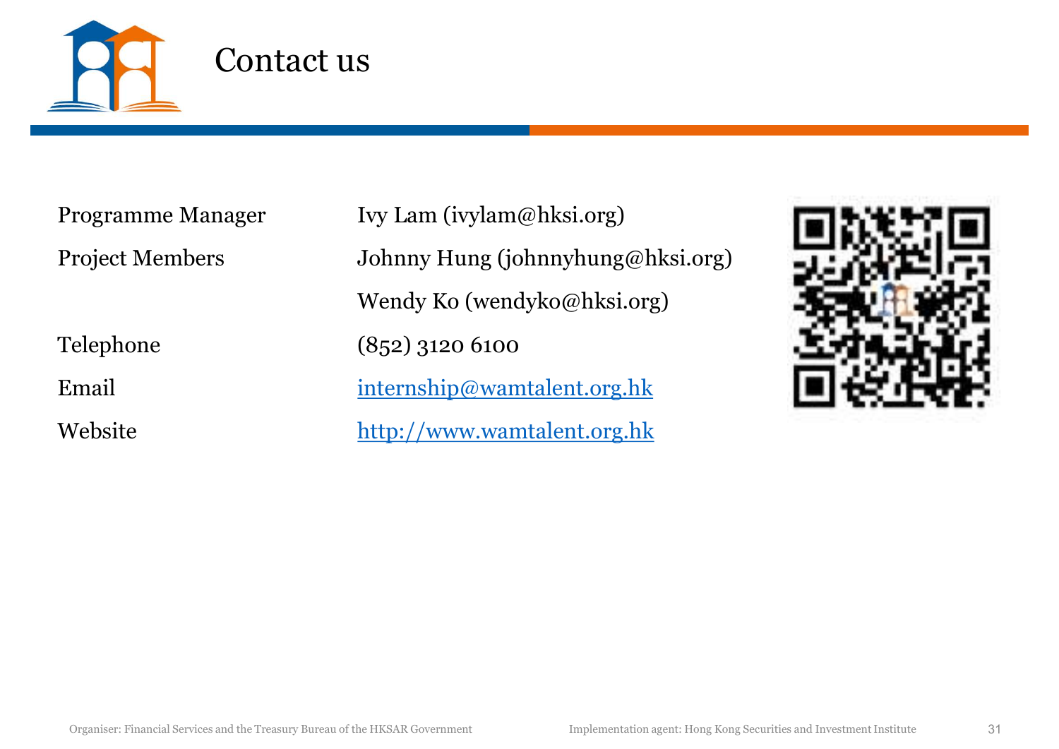# Contact us

| | |
|---|---|
| Programme Manager | Ivy Lam (ivylam@hksi.org) |
| Project Members | Johnny Hung (johnnyhung@hksi.org) |
| | Wendy Ko (wendyko@hksi.org) |
| Telephone | (852) 3120 6100 |
| Email | internship@wamtalent.org.hk |
| Website | http://www.wamtalent.org.hk |

Organiser: Financial Services and the Treasury Bureau of the HKSAR Government

Implementation agent: Hong Kong Securities and Investment Institute